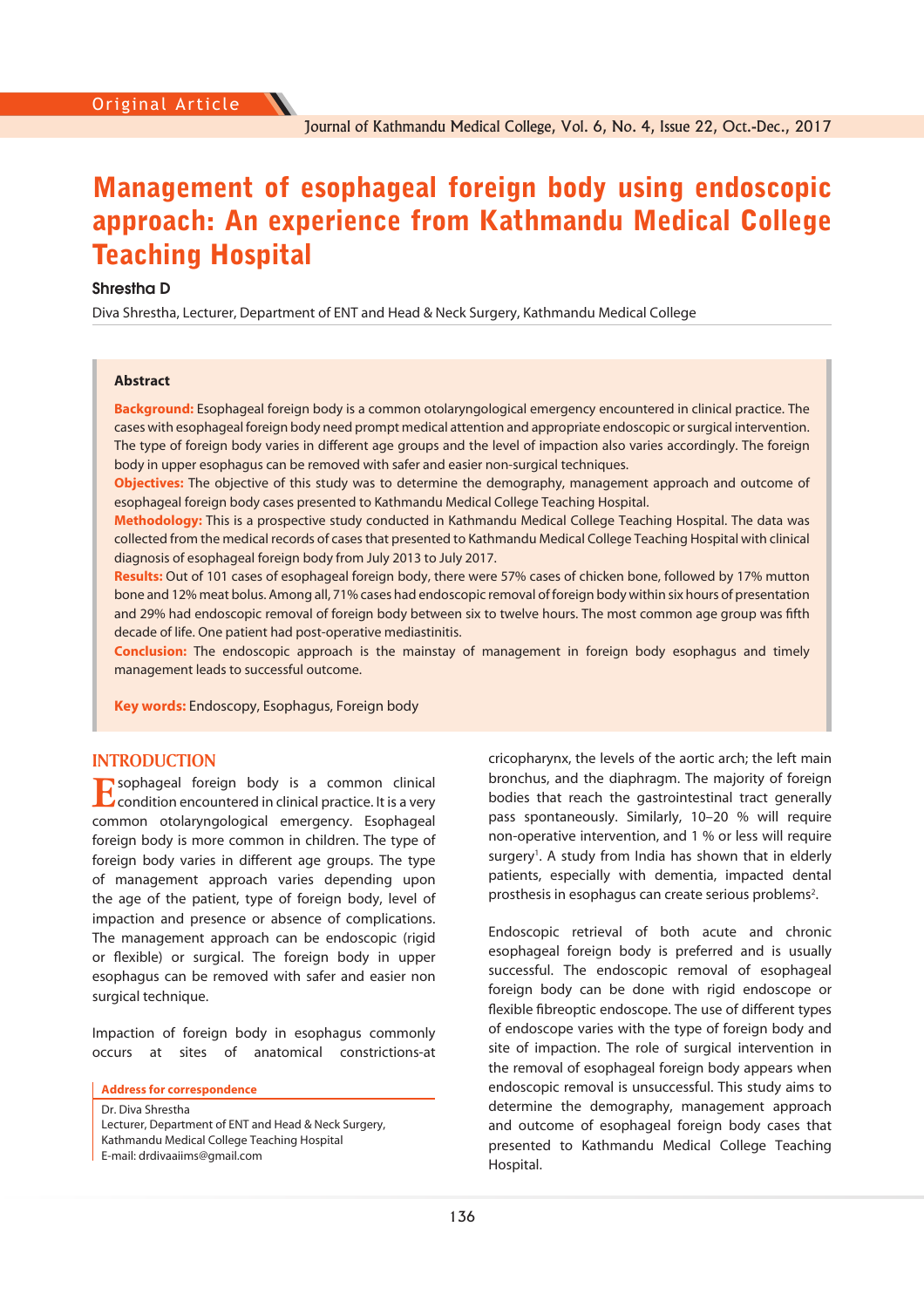Original Article

# Management of esophageal foreign body using endoscopic approach: An experience from Kathmandu Medical College Teaching Hospital

**Shrestha D**

Diva Shrestha, Lecturer, Department of ENT and Head & Neck Surgery, Kathmandu Medical College

### Abstract

**Background:** Esophageal foreign body is a common otolaryngological emergency encountered in clinical practice. The cases with esophageal foreign body need prompt medical attention and appropriate endoscopic or surgical intervention. The type of foreign body varies in different age groups and the level of impaction also varies accordingly. The foreign body in upper esophagus can be removed with safer and easier non-surgical techniques.

**Objectives:** The objective of this study was to determine the demography, management approach and outcome of esophageal foreign body cases presented to Kathmandu Medical College Teaching Hospital.

**Methodology:** This is a prospective study conducted in Kathmandu Medical College Teaching Hospital. The data was collected from the medical records of cases that presented to Kathmandu Medical College Teaching Hospital with clinical diagnosis of esophageal foreign body from July 2013 to July 2017.

**Results:** Out of 101 cases of esophageal foreign body, there were 57% cases of chicken bone, followed by 17% mutton bone and 12% meat bolus. Among all, 71% cases had endoscopic removal of foreign body within six hours of presentation and 29% had endoscopic removal of foreign body between six to twelve hours. The most common age group was fifth decade of life. One patient had post-operative mediastinitis.

**Conclusion:** The endoscopic approach is the mainstay of management in foreign body esophagus and timely management leads to successful outcome.

**Key words:** Endoscopy, Esophagus, Foreign body

## INTRODUCTION

Esophageal foreign body is a common clinical condition encountered in clinical practice. It is a very common otolaryngological emergency. Esophageal foreign body is more common in children. The type of foreign body varies in different age groups. The type of management approach varies depending upon the age of the patient, type of foreign body, level of impaction and presence or absence of complications. The management approach can be endoscopic (rigid or flexible) or surgical. The foreign body in upper esophagus can be removed with safer and easier non surgical technique.

Impaction of foreign body in esophagus commonly occurs at sites of anatomical constrictions-at cricopharynx, the levels of the aortic arch; the left main bronchus, and the diaphragm. The majority of foreign bodies that reach the gastrointestinal tract generally pass spontaneously. Similarly, 10–20 % will require non-operative intervention, and 1 % or less will require surgery[1]. A study from India has shown that in elderly patients, especially with dementia, impacted dental prosthesis in esophagus can create serious problems[2].

Endoscopic retrieval of both acute and chronic esophageal foreign body is preferred and is usually successful. The endoscopic removal of esophageal foreign body can be done with rigid endoscope or flexible fibreoptic endoscope. The use of different types of endoscope varies with the type of foreign body and site of impaction. The role of surgical intervention in the removal of esophageal foreign body appears when endoscopic removal is unsuccessful. This study aims to determine the demography, management approach and outcome of esophageal foreign body cases that presented to Kathmandu Medical College Teaching Hospital.

**Address for correspondence**

Dr. Diva Shrestha
Lecturer, Department of ENT and Head & Neck Surgery,
Kathmandu Medical College Teaching Hospital
E-mail: drdivaaiims@gmail.com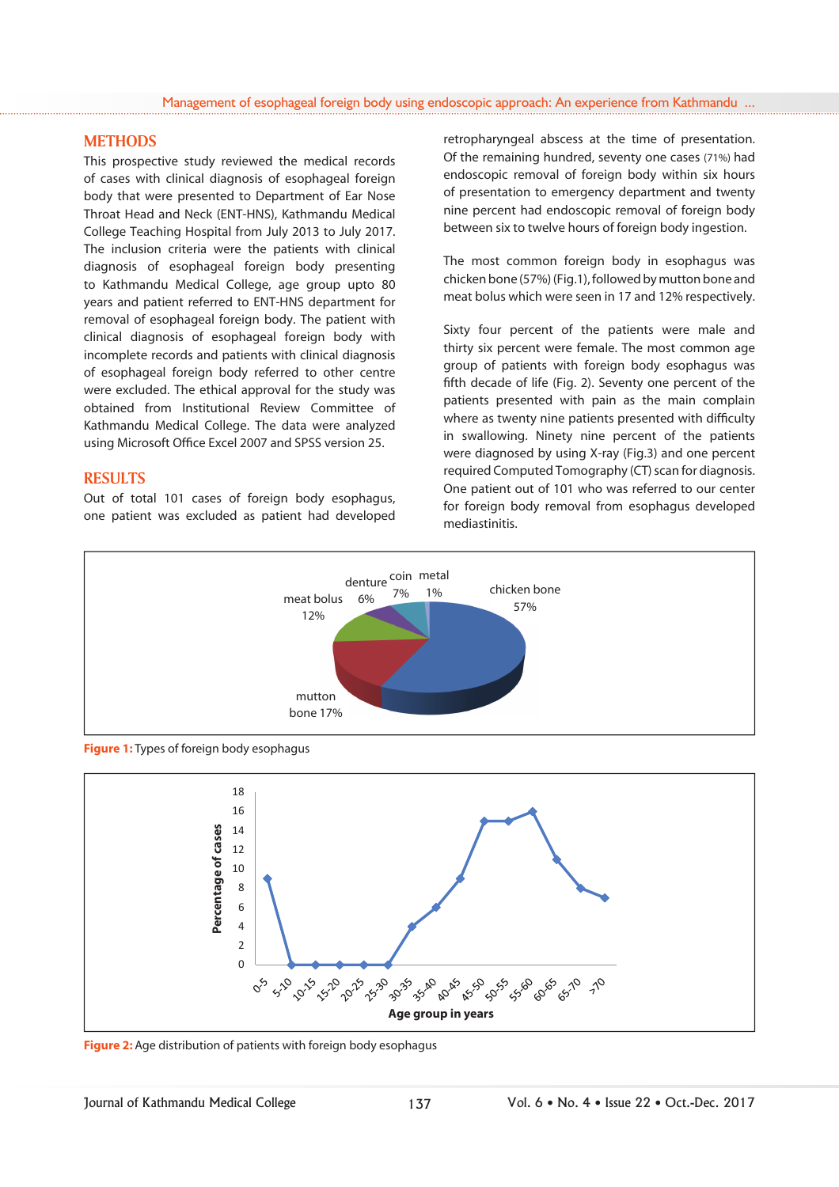## METHODS

This prospective study reviewed the medical records of cases with clinical diagnosis of esophageal foreign body that were presented to Department of Ear Nose Throat Head and Neck (ENT-HNS), Kathmandu Medical College Teaching Hospital from July 2013 to July 2017. The inclusion criteria were the patients with clinical diagnosis of esophageal foreign body presenting to Kathmandu Medical College, age group upto 80 years and patient referred to ENT-HNS department for removal of esophageal foreign body. The patient with clinical diagnosis of esophageal foreign body with incomplete records and patients with clinical diagnosis of esophageal foreign body referred to other centre were excluded. The ethical approval for the study was obtained from Institutional Review Committee of Kathmandu Medical College. The data were analyzed using Microsoft Office Excel 2007 and SPSS version 25.

## RESULTS

Out of total 101 cases of foreign body esophagus, one patient was excluded as patient had developed retropharyngeal abscess at the time of presentation. Of the remaining hundred, seventy one cases (71%) had endoscopic removal of foreign body within six hours of presentation to emergency department and twenty nine percent had endoscopic removal of foreign body between six to twelve hours of foreign body ingestion.

The most common foreign body in esophagus was chicken bone (57%) (Fig.1), followed by mutton bone and meat bolus which were seen in 17 and 12% respectively.

Sixty four percent of the patients were male and thirty six percent were female. The most common age group of patients with foreign body esophagus was fifth decade of life (Fig. 2). Seventy one percent of the patients presented with pain as the main complain where as twenty nine patients presented with difficulty in swallowing. Ninety nine percent of the patients were diagnosed by using X-ray (Fig.3) and one percent required Computed Tomography (CT) scan for diagnosis. One patient out of 101 who was referred to our center for foreign body removal from esophagus developed mediastinitis.

| Type of foreign body | Percentage |
|---|---|
| chicken bone | 57% |
| mutton bone | 17% |
| meat bolus | 12% |
| coin | 7% |
| denture | 6% |
| metal | 1% |

**Figure 1:** Types of foreign body esophagus

| Age group in years | Percentage of cases |
|---|---|
| 0-5 | 9 |
| 5-10 | 0 |
| 10-15 | 0 |
| 15-20 | 0 |
| 20-25 | 0 |
| 25-30 | 0 |
| 30-35 | 4 |
| 35-40 | 6 |
| 40-45 | 9 |
| 45-50 | 15 |
| 50-55 | 15 |
| 55-60 | 16 |
| 60-65 | 11 |
| 65-70 | 8 |
| >70 | 7 |

**Figure 2:** Age distribution of patients with foreign body esophagus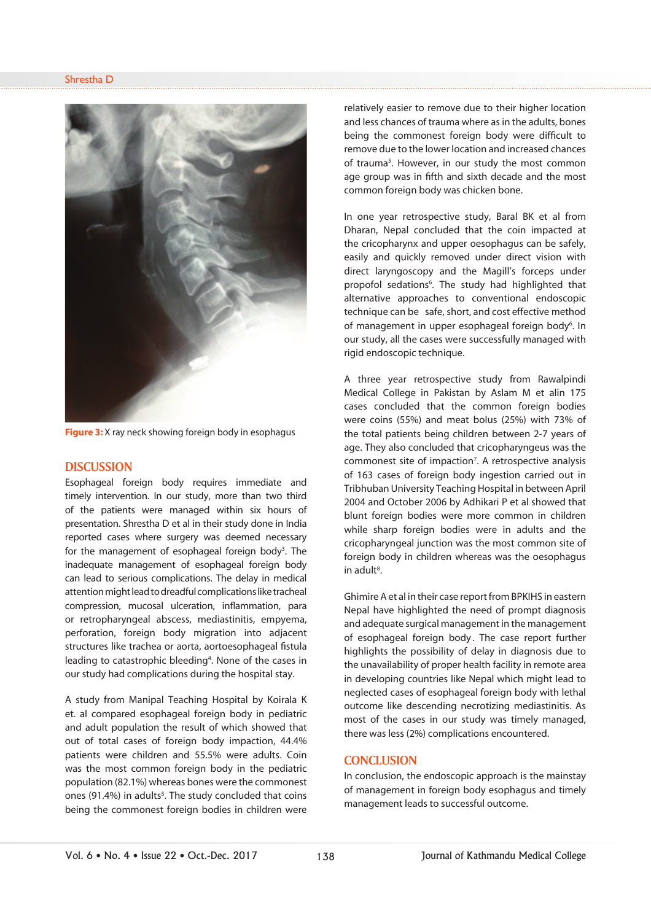Figure 3: X ray neck showing foreign body in esophagus

## DISCUSSION

Esophageal foreign body requires immediate and timely intervention. In our study, more than two third of the patients were managed within six hours of presentation. Shrestha D et al in their study done in India reported cases where surgery was deemed necessary for the management of esophageal foreign body[3]. The inadequate management of esophageal foreign body can lead to serious complications. The delay in medical attention might lead to dreadful complications like tracheal compression, mucosal ulceration, inflammation, para or retropharyngeal abscess, mediastinitis, empyema, perforation, foreign body migration into adjacent structures like trachea or aorta, aortoesophageal fistula leading to catastrophic bleeding[4]. None of the cases in our study had complications during the hospital stay.

A study from Manipal Teaching Hospital by Koirala K et. al compared esophageal foreign body in pediatric and adult population the result of which showed that out of total cases of foreign body impaction, 44.4% patients were children and 55.5% were adults. Coin was the most common foreign body in the pediatric population (82.1%) whereas bones were the commonest ones (91.4%) in adults[5]. The study concluded that coins being the commonest foreign bodies in children were relatively easier to remove due to their higher location and less chances of trauma where as in the adults, bones being the commonest foreign body were difficult to remove due to the lower location and increased chances of trauma[5]. However, in our study the most common age group was in fifth and sixth decade and the most common foreign body was chicken bone.

In one year retrospective study, Baral BK et al from Dharan, Nepal concluded that the coin impacted at the cricopharynx and upper oesophagus can be safely, easily and quickly removed under direct vision with direct laryngoscopy and the Magill's forceps under propofol sedations[6]. The study had highlighted that alternative approaches to conventional endoscopic technique can be safe, short, and cost effective method of management in upper esophageal foreign body[6]. In our study, all the cases were successfully managed with rigid endoscopic technique.

A three year retrospective study from Rawalpindi Medical College in Pakistan by Aslam M et alin 175 cases concluded that the common foreign bodies were coins (55%) and meat bolus (25%) with 73% of the total patients being children between 2-7 years of age. They also concluded that cricopharyngeus was the commonest site of impaction[7]. A retrospective analysis of 163 cases of foreign body ingestion carried out in Tribhuban University Teaching Hospital in between April 2004 and October 2006 by Adhikari P et al showed that blunt foreign bodies were more common in children while sharp foreign bodies were in adults and the cricopharyngeal junction was the most common site of foreign body in children whereas was the oesophagus in adult[8].

Ghimire A et al in their case report from BPKIHS in eastern Nepal have highlighted the need of prompt diagnosis and adequate surgical management in the management of esophageal foreign body. The case report further highlights the possibility of delay in diagnosis due to the unavailability of proper health facility in remote area in developing countries like Nepal which might lead to neglected cases of esophageal foreign body with lethal outcome like descending necrotizing mediastinitis. As most of the cases in our study was timely managed, there was less (2%) complications encountered.

## CONCLUSION

In conclusion, the endoscopic approach is the mainstay of management in foreign body esophagus and timely management leads to successful outcome.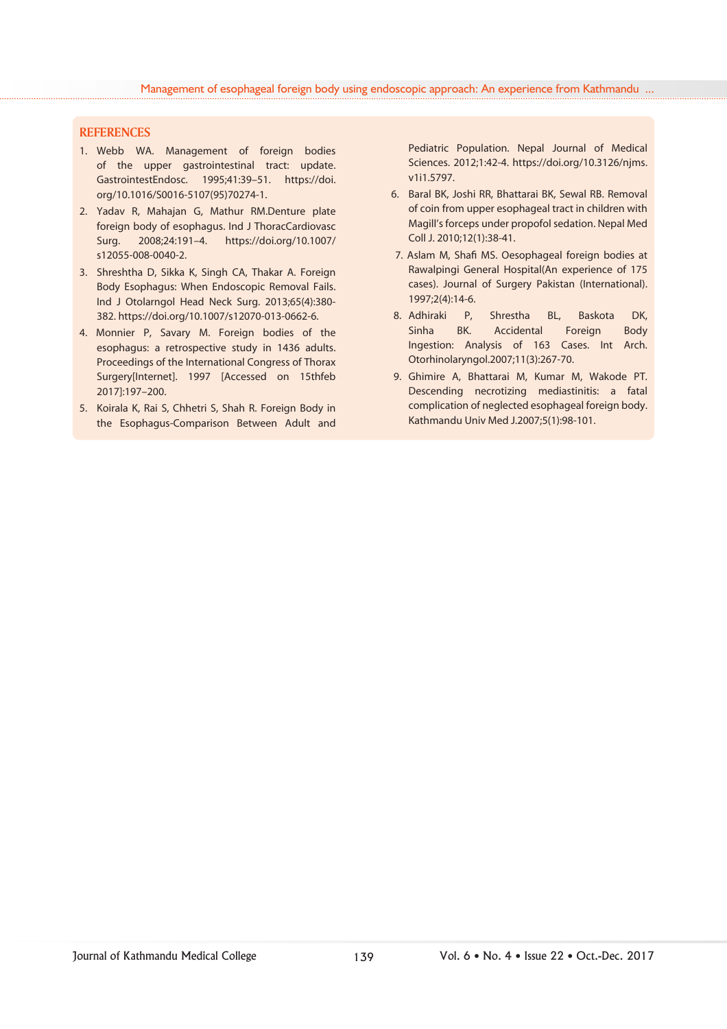## REFERENCES

1. Webb WA. Management of foreign bodies of the upper gastrointestinal tract: update. GastrointestEndosc. 1995;41:39–51. https://doi.org/10.1016/S0016-5107(95)70274-1.
2. Yadav R, Mahajan G, Mathur RM.Denture plate foreign body of esophagus. Ind J ThoracCardiovasc Surg. 2008;24:191–4. https://doi.org/10.1007/s12055-008-0040-2.
3. Shreshtha D, Sikka K, Singh CA, Thakar A. Foreign Body Esophagus: When Endoscopic Removal Fails. Ind J Otolarngol Head Neck Surg. 2013;65(4):380-382. https://doi.org/10.1007/s12070-013-0662-6.
4. Monnier P, Savary M. Foreign bodies of the esophagus: a retrospective study in 1436 adults. Proceedings of the International Congress of Thorax Surgery[Internet]. 1997 [Accessed on 15thfeb 2017]:197–200.
5. Koirala K, Rai S, Chhetri S, Shah R. Foreign Body in the Esophagus-Comparison Between Adult and Pediatric Population. Nepal Journal of Medical Sciences. 2012;1:42-4. https://doi.org/10.3126/njms.v1i1.5797.
6. Baral BK, Joshi RR, Bhattarai BK, Sewal RB. Removal of coin from upper esophageal tract in children with Magill's forceps under propofol sedation. Nepal Med Coll J. 2010;12(1):38-41.
7. Aslam M, Shafi MS. Oesophageal foreign bodies at Rawalpingi General Hospital(An experience of 175 cases). Journal of Surgery Pakistan (International). 1997;2(4):14-6.
8. Adhiraki P, Shrestha BL, Baskota DK, Sinha BK. Accidental Foreign Body Ingestion: Analysis of 163 Cases. Int Arch. Otorhinolaryngol.2007;11(3):267-70.
9. Ghimire A, Bhattarai M, Kumar M, Wakode PT. Descending necrotizing mediastinitis: a fatal complication of neglected esophageal foreign body. Kathmandu Univ Med J.2007;5(1):98-101.